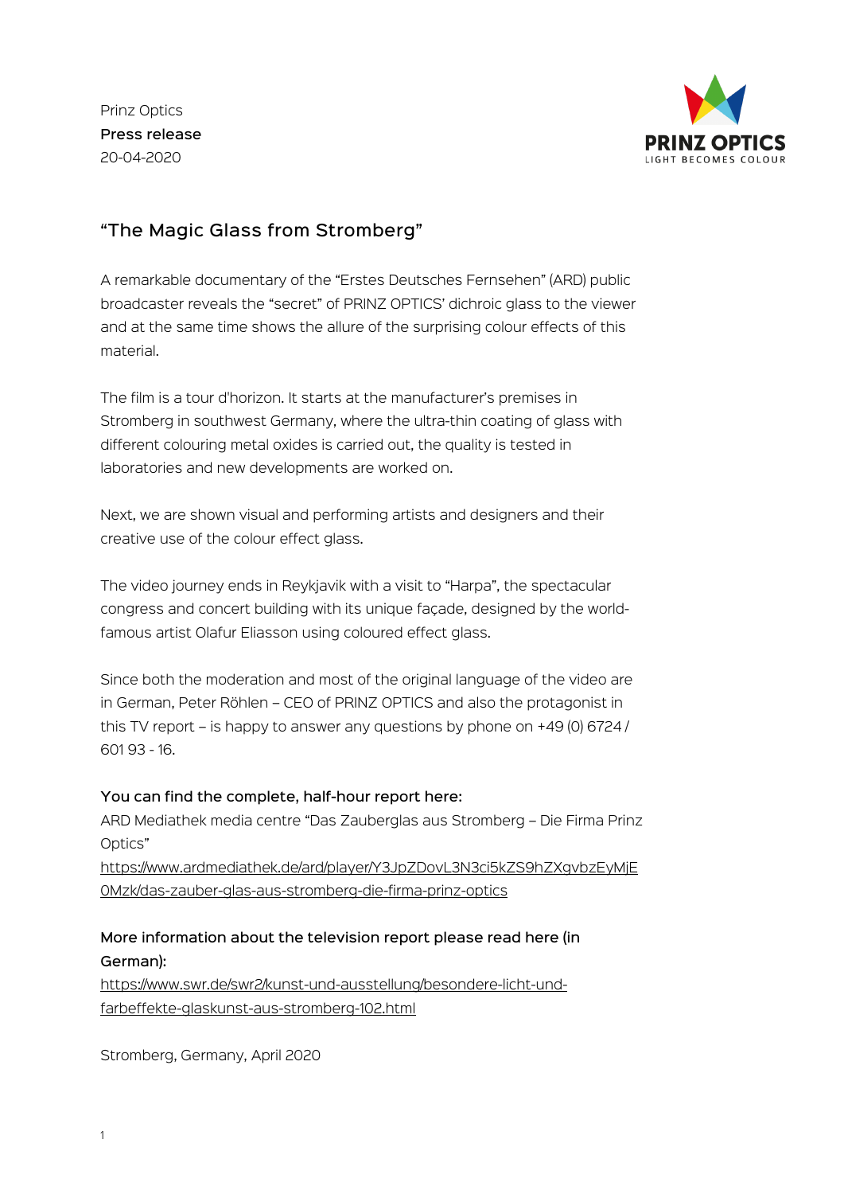Prinz Optics
**Press release**
20-04-2020

## "The Magic Glass from Stromberg"

A remarkable documentary of the "Erstes Deutsches Fernsehen" (ARD) public broadcaster reveals the "secret" of PRINZ OPTICS' dichroic glass to the viewer and at the same time shows the allure of the surprising colour effects of this material.

The film is a tour d'horizon. It starts at the manufacturer's premises in Stromberg in southwest Germany, where the ultra-thin coating of glass with different colouring metal oxides is carried out, the quality is tested in laboratories and new developments are worked on.

Next, we are shown visual and performing artists and designers and their creative use of the colour effect glass.

The video journey ends in Reykjavik with a visit to "Harpa", the spectacular congress and concert building with its unique façade, designed by the world-famous artist Olafur Eliasson using coloured effect glass.

Since both the moderation and most of the original language of the video are in German, Peter Röhlen – CEO of PRINZ OPTICS and also the protagonist in this TV report – is happy to answer any questions by phone on +49 (0) 6724 / 601 93 - 16.

**You can find the complete, half-hour report here:**
ARD Mediathek media centre "Das Zauberglas aus Stromberg – Die Firma Prinz Optics"
https://www.ardmediathek.de/ard/player/Y3JpZDovL3N3ci5kZS9hZXgvbzEyMjE0Mzk/das-zauber-glas-aus-stromberg-die-firma-prinz-optics

**More information about the television report please read here (in German):**
https://www.swr.de/swr2/kunst-und-ausstellung/besondere-licht-und-farbeffekte-glaskunst-aus-stromberg-102.html

Stromberg, Germany, April 2020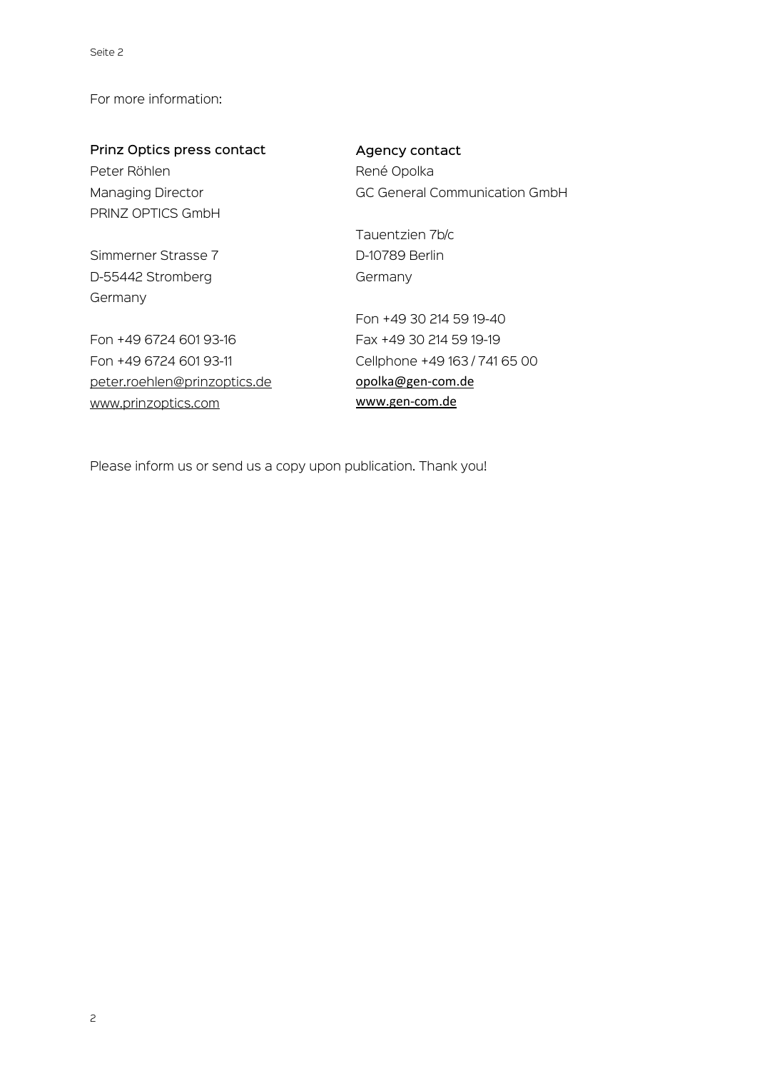For more information:

**Prinz Optics press contact**
Peter Röhlen
Managing Director
PRINZ OPTICS GmbH

Simmerner Strasse 7
D-55442 Stromberg
Germany

Fon +49 6724 601 93-16
Fon +49 6724 601 93-11
peter.roehlen@prinzoptics.de
www.prinzoptics.com

**Agency contact**
René Opolka
GC General Communication GmbH

Tauentzien 7b/c
D-10789 Berlin
Germany

Fon +49 30 214 59 19-40
Fax +49 30 214 59 19-19
Cellphone +49 163 / 741 65 00
opolka@gen-com.de
www.gen-com.de

Please inform us or send us a copy upon publication. Thank you!